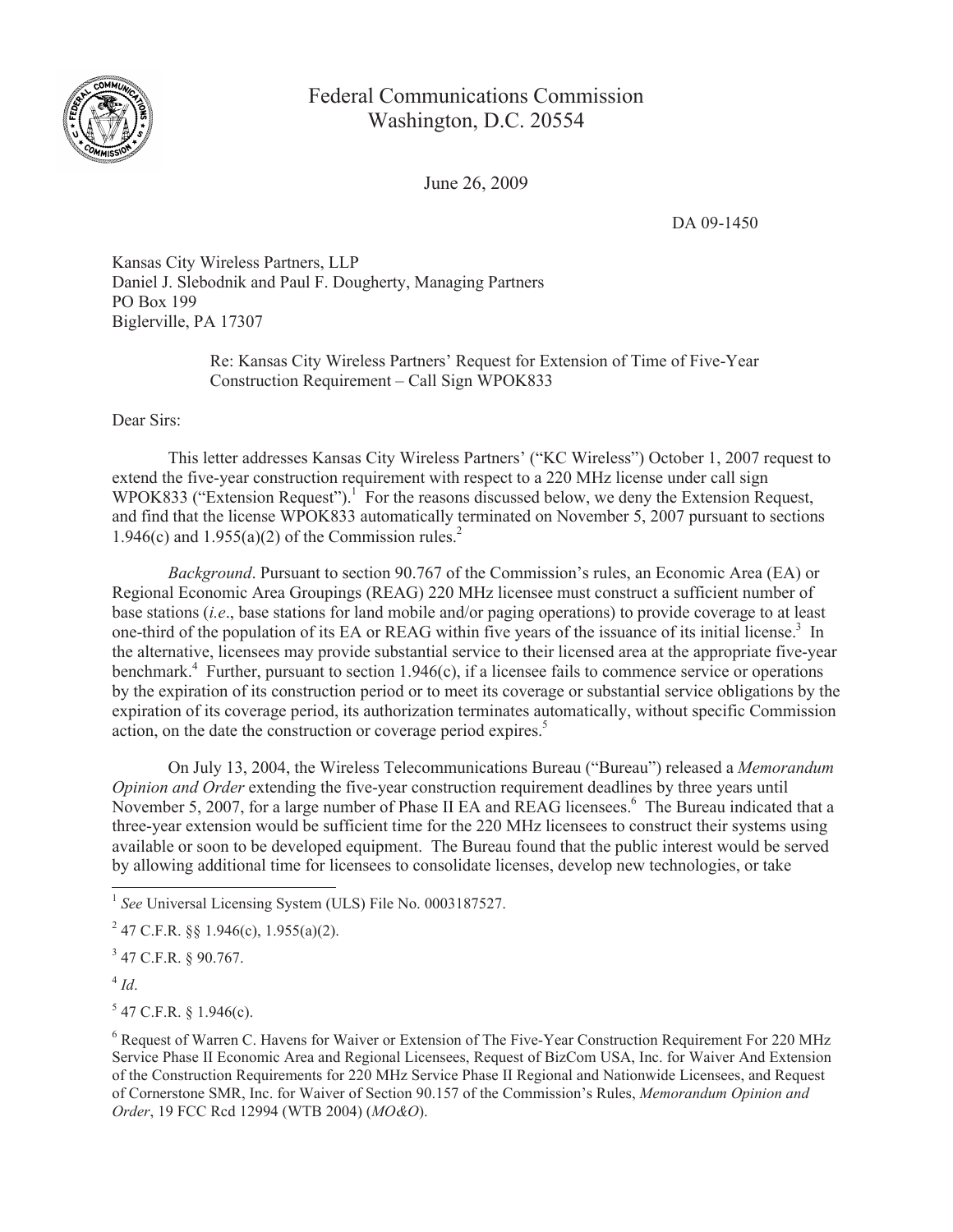Federal Communications Commission
Washington, D.C. 20554

June 26, 2009

DA 09-1450

Kansas City Wireless Partners, LLP
Daniel J. Slebodnik and Paul F. Dougherty, Managing Partners
PO Box 199
Biglerville, PA 17307

Re: Kansas City Wireless Partners' Request for Extension of Time of Five-Year Construction Requirement – Call Sign WPOK833

Dear Sirs:

This letter addresses Kansas City Wireless Partners' ("KC Wireless") October 1, 2007 request to extend the five-year construction requirement with respect to a 220 MHz license under call sign WPOK833 ("Extension Request").[1] For the reasons discussed below, we deny the Extension Request, and find that the license WPOK833 automatically terminated on November 5, 2007 pursuant to sections 1.946(c) and 1.955(a)(2) of the Commission rules.[2]

*Background*. Pursuant to section 90.767 of the Commission's rules, an Economic Area (EA) or Regional Economic Area Groupings (REAG) 220 MHz licensee must construct a sufficient number of base stations (*i.e*., base stations for land mobile and/or paging operations) to provide coverage to at least one-third of the population of its EA or REAG within five years of the issuance of its initial license.[3] In the alternative, licensees may provide substantial service to their licensed area at the appropriate five-year benchmark.[4] Further, pursuant to section 1.946(c), if a licensee fails to commence service or operations by the expiration of its construction period or to meet its coverage or substantial service obligations by the expiration of its coverage period, its authorization terminates automatically, without specific Commission action, on the date the construction or coverage period expires.[5]

On July 13, 2004, the Wireless Telecommunications Bureau ("Bureau") released a *Memorandum Opinion and Order* extending the five-year construction requirement deadlines by three years until November 5, 2007, for a large number of Phase II EA and REAG licensees.[6] The Bureau indicated that a three-year extension would be sufficient time for the 220 MHz licensees to construct their systems using available or soon to be developed equipment. The Bureau found that the public interest would be served by allowing additional time for licensees to consolidate licenses, develop new technologies, or take

---

[1] *See* Universal Licensing System (ULS) File No. 0003187527.

[2] 47 C.F.R. §§ 1.946(c), 1.955(a)(2).

[3] 47 C.F.R. § 90.767.

[4] *Id*.

[5] 47 C.F.R. § 1.946(c).

[6] Request of Warren C. Havens for Waiver or Extension of The Five-Year Construction Requirement For 220 MHz Service Phase II Economic Area and Regional Licensees, Request of BizCom USA, Inc. for Waiver And Extension of the Construction Requirements for 220 MHz Service Phase II Regional and Nationwide Licensees, and Request of Cornerstone SMR, Inc. for Waiver of Section 90.157 of the Commission's Rules, *Memorandum Opinion and Order*, 19 FCC Rcd 12994 (WTB 2004) (*MO&O*).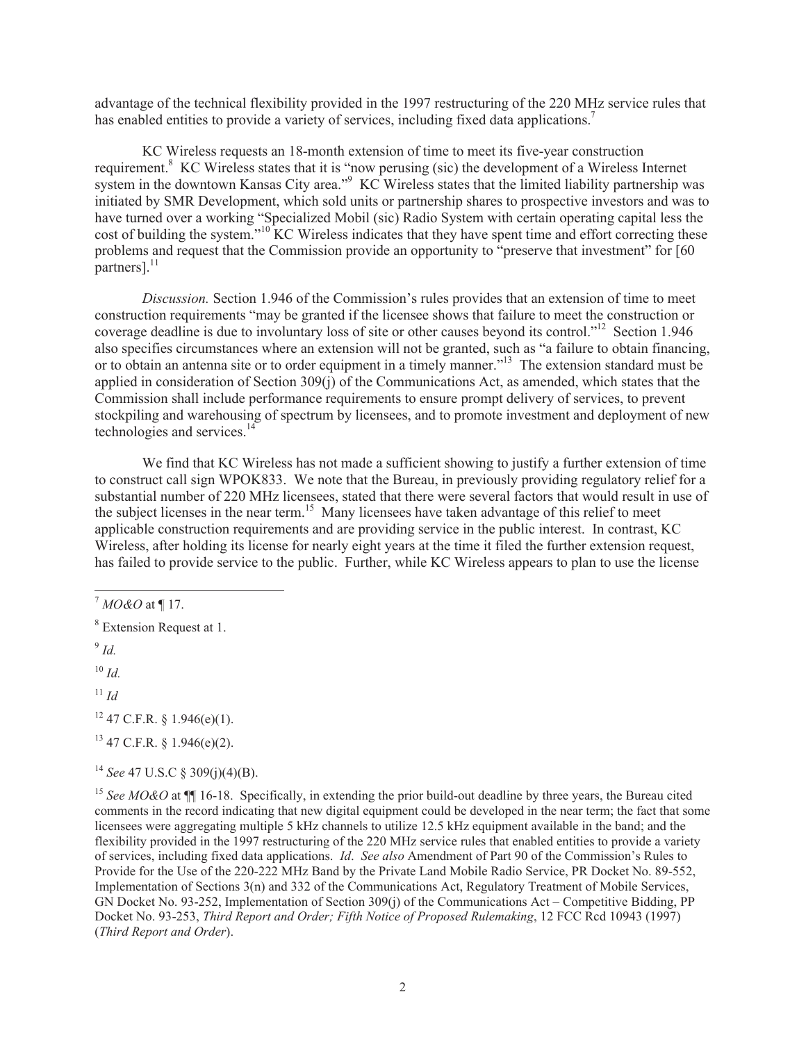advantage of the technical flexibility provided in the 1997 restructuring of the 220 MHz service rules that has enabled entities to provide a variety of services, including fixed data applications.[7]

KC Wireless requests an 18-month extension of time to meet its five-year construction requirement.[8] KC Wireless states that it is "now perusing (sic) the development of a Wireless Internet system in the downtown Kansas City area."[9] KC Wireless states that the limited liability partnership was initiated by SMR Development, which sold units or partnership shares to prospective investors and was to have turned over a working "Specialized Mobil (sic) Radio System with certain operating capital less the cost of building the system."[10] KC Wireless indicates that they have spent time and effort correcting these problems and request that the Commission provide an opportunity to "preserve that investment" for [60 partners].[11]

*Discussion.* Section 1.946 of the Commission's rules provides that an extension of time to meet construction requirements "may be granted if the licensee shows that failure to meet the construction or coverage deadline is due to involuntary loss of site or other causes beyond its control."[12] Section 1.946 also specifies circumstances where an extension will not be granted, such as "a failure to obtain financing, or to obtain an antenna site or to order equipment in a timely manner."[13] The extension standard must be applied in consideration of Section 309(j) of the Communications Act, as amended, which states that the Commission shall include performance requirements to ensure prompt delivery of services, to prevent stockpiling and warehousing of spectrum by licensees, and to promote investment and deployment of new technologies and services.[14]

We find that KC Wireless has not made a sufficient showing to justify a further extension of time to construct call sign WPOK833. We note that the Bureau, in previously providing regulatory relief for a substantial number of 220 MHz licensees, stated that there were several factors that would result in use of the subject licenses in the near term.[15] Many licensees have taken advantage of this relief to meet applicable construction requirements and are providing service in the public interest. In contrast, KC Wireless, after holding its license for nearly eight years at the time it filed the further extension request, has failed to provide service to the public. Further, while KC Wireless appears to plan to use the license

---

[7] *MO&O* at ¶ 17.

[8] Extension Request at 1.

[9] *Id.*

[10] *Id.*

[11] *Id*

[12] 47 C.F.R. § 1.946(e)(1).

[13] 47 C.F.R. § 1.946(e)(2).

[14] *See* 47 U.S.C § 309(j)(4)(B).

[15] *See MO&O* at ¶¶ 16-18. Specifically, in extending the prior build-out deadline by three years, the Bureau cited comments in the record indicating that new digital equipment could be developed in the near term; the fact that some licensees were aggregating multiple 5 kHz channels to utilize 12.5 kHz equipment available in the band; and the flexibility provided in the 1997 restructuring of the 220 MHz service rules that enabled entities to provide a variety of services, including fixed data applications. *Id*. *See also* Amendment of Part 90 of the Commission's Rules to Provide for the Use of the 220-222 MHz Band by the Private Land Mobile Radio Service, PR Docket No. 89-552, Implementation of Sections 3(n) and 332 of the Communications Act, Regulatory Treatment of Mobile Services, GN Docket No. 93-252, Implementation of Section 309(j) of the Communications Act – Competitive Bidding, PP Docket No. 93-253, *Third Report and Order; Fifth Notice of Proposed Rulemaking*, 12 FCC Rcd 10943 (1997) (*Third Report and Order*).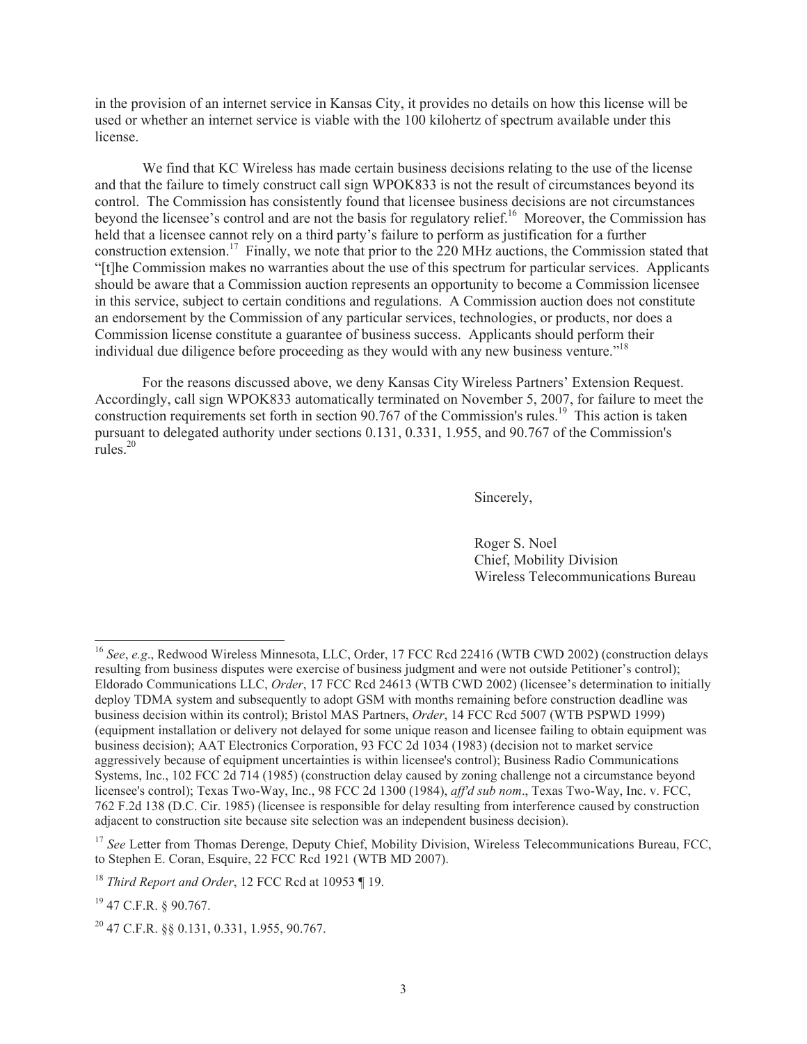in the provision of an internet service in Kansas City, it provides no details on how this license will be used or whether an internet service is viable with the 100 kilohertz of spectrum available under this license.

We find that KC Wireless has made certain business decisions relating to the use of the license and that the failure to timely construct call sign WPOK833 is not the result of circumstances beyond its control. The Commission has consistently found that licensee business decisions are not circumstances beyond the licensee's control and are not the basis for regulatory relief.[16] Moreover, the Commission has held that a licensee cannot rely on a third party's failure to perform as justification for a further construction extension.[17] Finally, we note that prior to the 220 MHz auctions, the Commission stated that "[t]he Commission makes no warranties about the use of this spectrum for particular services. Applicants should be aware that a Commission auction represents an opportunity to become a Commission licensee in this service, subject to certain conditions and regulations. A Commission auction does not constitute an endorsement by the Commission of any particular services, technologies, or products, nor does a Commission license constitute a guarantee of business success. Applicants should perform their individual due diligence before proceeding as they would with any new business venture."[18]

For the reasons discussed above, we deny Kansas City Wireless Partners' Extension Request. Accordingly, call sign WPOK833 automatically terminated on November 5, 2007, for failure to meet the construction requirements set forth in section 90.767 of the Commission's rules.[19] This action is taken pursuant to delegated authority under sections 0.131, 0.331, 1.955, and 90.767 of the Commission's rules.[20]

Sincerely,

Roger S. Noel
Chief, Mobility Division
Wireless Telecommunications Bureau

---

[16] *See*, *e.g*., Redwood Wireless Minnesota, LLC, Order, 17 FCC Rcd 22416 (WTB CWD 2002) (construction delays resulting from business disputes were exercise of business judgment and were not outside Petitioner's control); Eldorado Communications LLC, *Order*, 17 FCC Rcd 24613 (WTB CWD 2002) (licensee's determination to initially deploy TDMA system and subsequently to adopt GSM with months remaining before construction deadline was business decision within its control); Bristol MAS Partners, *Order*, 14 FCC Rcd 5007 (WTB PSPWD 1999) (equipment installation or delivery not delayed for some unique reason and licensee failing to obtain equipment was business decision); AAT Electronics Corporation, 93 FCC 2d 1034 (1983) (decision not to market service aggressively because of equipment uncertainties is within licensee's control); Business Radio Communications Systems, Inc., 102 FCC 2d 714 (1985) (construction delay caused by zoning challenge not a circumstance beyond licensee's control); Texas Two-Way, Inc., 98 FCC 2d 1300 (1984), *aff'd sub nom*., Texas Two-Way, Inc. v. FCC, 762 F.2d 138 (D.C. Cir. 1985) (licensee is responsible for delay resulting from interference caused by construction adjacent to construction site because site selection was an independent business decision).

[17] *See* Letter from Thomas Derenge, Deputy Chief, Mobility Division, Wireless Telecommunications Bureau, FCC, to Stephen E. Coran, Esquire, 22 FCC Rcd 1921 (WTB MD 2007).

[18] *Third Report and Order*, 12 FCC Rcd at 10953 ¶ 19.

[19] 47 C.F.R. § 90.767.

[20] 47 C.F.R. §§ 0.131, 0.331, 1.955, 90.767.